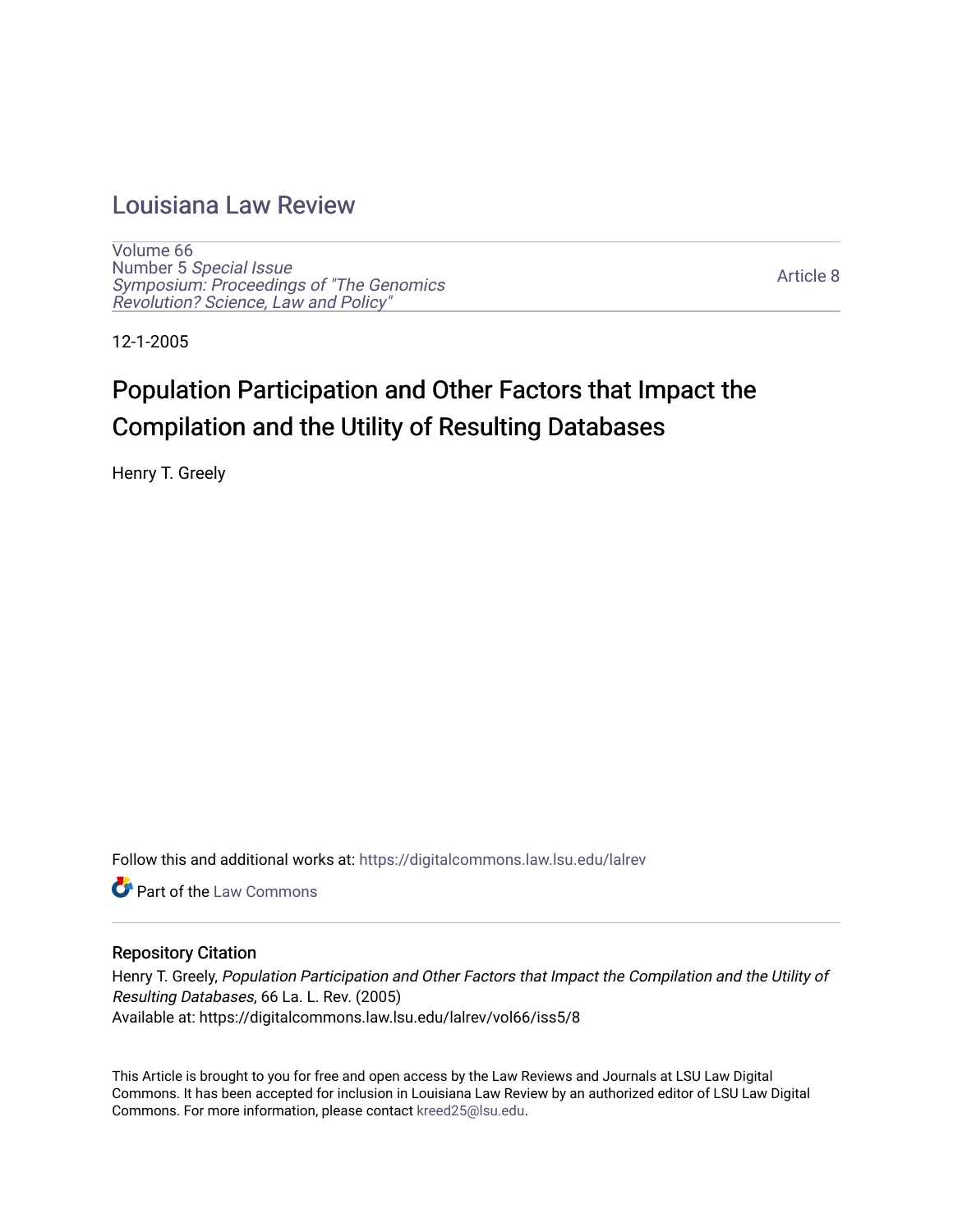# Louisiana Law Review

Volume 66
Number 5 *Special Issue*
*Symposium: Proceedings of "The Genomics Revolution? Science, Law and Policy"*

Article 8

12-1-2005

## Population Participation and Other Factors that Impact the Compilation and the Utility of Resulting Databases

Henry T. Greely

Follow this and additional works at: https://digitalcommons.law.lsu.edu/lalrev

Part of the Law Commons

### Repository Citation

Henry T. Greely, *Population Participation and Other Factors that Impact the Compilation and the Utility of Resulting Databases*, 66 La. L. Rev. (2005)
Available at: https://digitalcommons.law.lsu.edu/lalrev/vol66/iss5/8

This Article is brought to you for free and open access by the Law Reviews and Journals at LSU Law Digital Commons. It has been accepted for inclusion in Louisiana Law Review by an authorized editor of LSU Law Digital Commons. For more information, please contact kreed25@lsu.edu.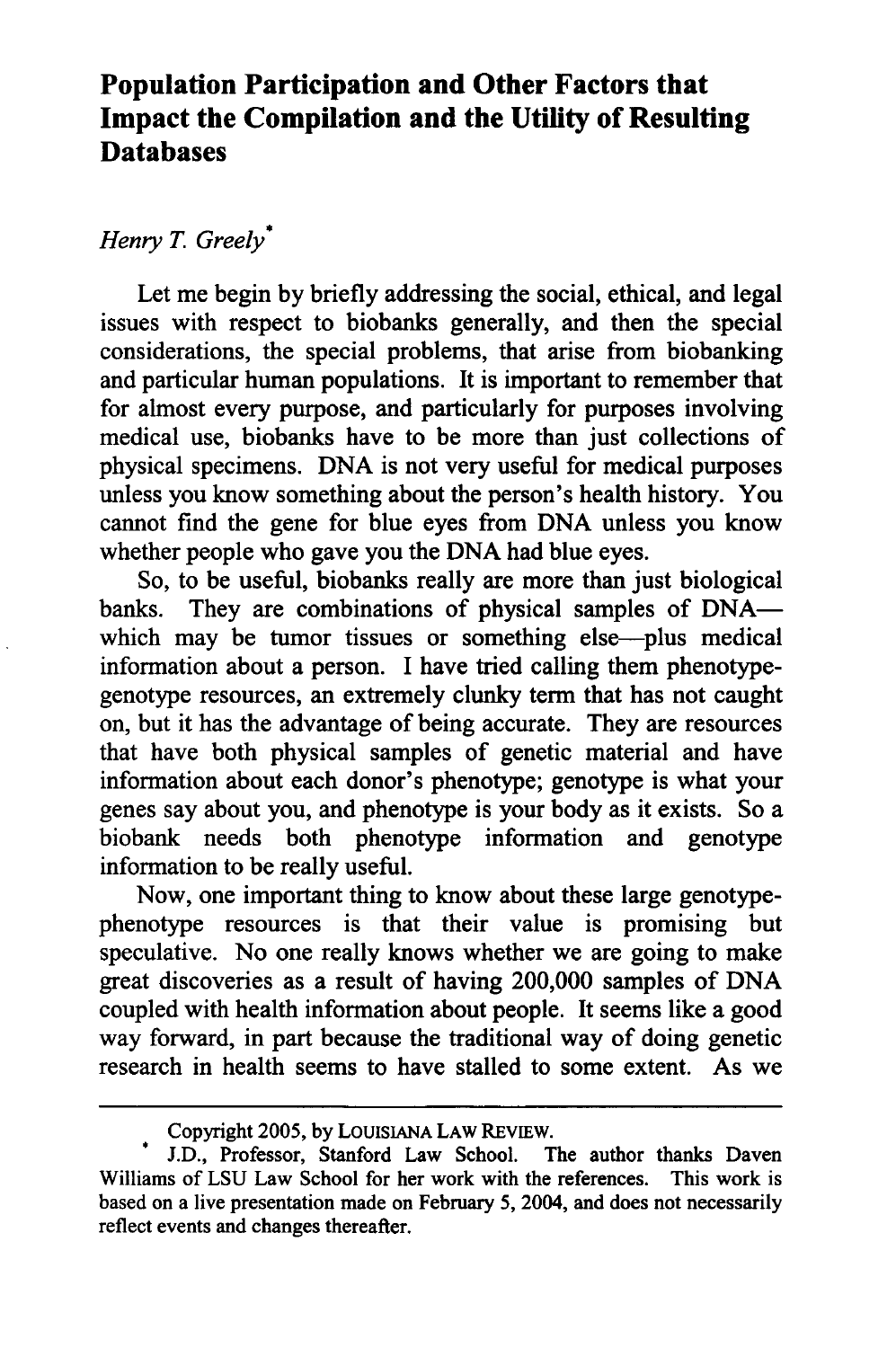# Population Participation and Other Factors that Impact the Compilation and the Utility of Resulting Databases

*Henry T. Greely*[*]

Let me begin by briefly addressing the social, ethical, and legal issues with respect to biobanks generally, and then the special considerations, the special problems, that arise from biobanking and particular human populations. It is important to remember that for almost every purpose, and particularly for purposes involving medical use, biobanks have to be more than just collections of physical specimens. DNA is not very useful for medical purposes unless you know something about the person's health history. You cannot find the gene for blue eyes from DNA unless you know whether people who gave you the DNA had blue eyes.

So, to be useful, biobanks really are more than just biological banks. They are combinations of physical samples of DNA—which may be tumor tissues or something else—plus medical information about a person. I have tried calling them phenotype-genotype resources, an extremely clunky term that has not caught on, but it has the advantage of being accurate. They are resources that have both physical samples of genetic material and have information about each donor's phenotype; genotype is what your genes say about you, and phenotype is your body as it exists. So a biobank needs both phenotype information and genotype information to be really useful.

Now, one important thing to know about these large genotype-phenotype resources is that their value is promising but speculative. No one really knows whether we are going to make great discoveries as a result of having 200,000 samples of DNA coupled with health information about people. It seems like a good way forward, in part because the traditional way of doing genetic research in health seems to have stalled to some extent. As we

---

Copyright 2005, by LOUISIANA LAW REVIEW.

[*] J.D., Professor, Stanford Law School. The author thanks Daven Williams of LSU Law School for her work with the references. This work is based on a live presentation made on February 5, 2004, and does not necessarily reflect events and changes thereafter.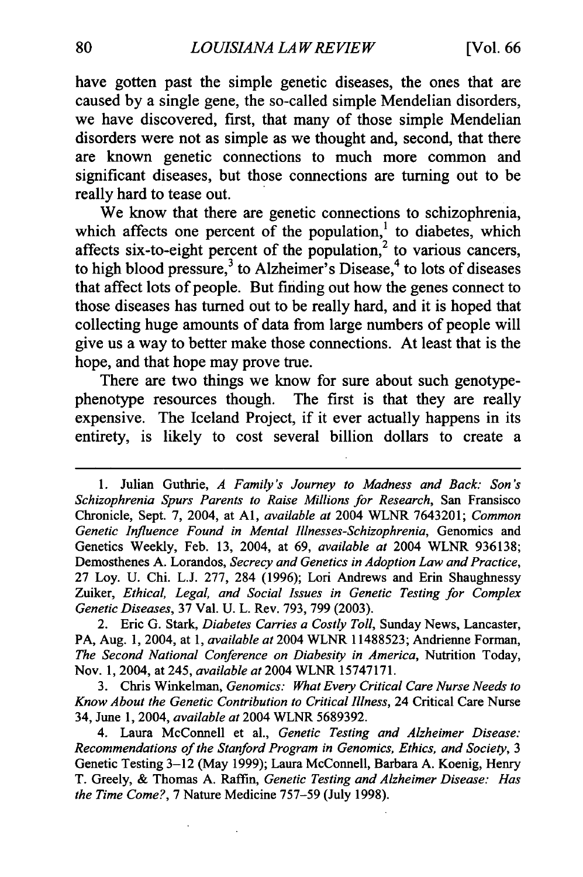have gotten past the simple genetic diseases, the ones that are caused by a single gene, the so-called simple Mendelian disorders, we have discovered, first, that many of those simple Mendelian disorders were not as simple as we thought and, second, that there are known genetic connections to much more common and significant diseases, but those connections are turning out to be really hard to tease out.

We know that there are genetic connections to schizophrenia, which affects one percent of the population,[1] to diabetes, which affects six-to-eight percent of the population,[2] to various cancers, to high blood pressure,[3] to Alzheimer's Disease,[4] to lots of diseases that affect lots of people. But finding out how the genes connect to those diseases has turned out to be really hard, and it is hoped that collecting huge amounts of data from large numbers of people will give us a way to better make those connections. At least that is the hope, and that hope may prove true.

There are two things we know for sure about such genotype-phenotype resources though. The first is that they are really expensive. The Iceland Project, if it ever actually happens in its entirety, is likely to cost several billion dollars to create a

---

1. Julian Guthrie, *A Family's Journey to Madness and Back: Son's Schizophrenia Spurs Parents to Raise Millions for Research*, San Fransisco Chronicle, Sept. 7, 2004, at A1, *available at* 2004 WLNR 7643201; *Common Genetic Influence Found in Mental Illnesses-Schizophrenia*, Genomics and Genetics Weekly, Feb. 13, 2004, at 69, *available at* 2004 WLNR 936138; Demosthenes A. Lorandos, *Secrecy and Genetics in Adoption Law and Practice*, 27 Loy. U. Chi. L.J. 277, 284 (1996); Lori Andrews and Erin Shaughnessy Zuiker, *Ethical, Legal, and Social Issues in Genetic Testing for Complex Genetic Diseases*, 37 Val. U. L. Rev. 793, 799 (2003).

2. Eric G. Stark, *Diabetes Carries a Costly Toll*, Sunday News, Lancaster, PA, Aug. 1, 2004, at 1, *available at* 2004 WLNR 11488523; Andrienne Forman, *The Second National Conference on Diabesity in America*, Nutrition Today, Nov. 1, 2004, at 245, *available at* 2004 WLNR 15747171.

3. Chris Winkelman, *Genomics: What Every Critical Care Nurse Needs to Know About the Genetic Contribution to Critical Illness*, 24 Critical Care Nurse 34, June 1, 2004, *available at* 2004 WLNR 5689392.

4. Laura McConnell et al., *Genetic Testing and Alzheimer Disease: Recommendations of the Stanford Program in Genomics, Ethics, and Society*, 3 Genetic Testing 3–12 (May 1999); Laura McConnell, Barbara A. Koenig, Henry T. Greely, & Thomas A. Raffin, *Genetic Testing and Alzheimer Disease: Has the Time Come?*, 7 Nature Medicine 757–59 (July 1998).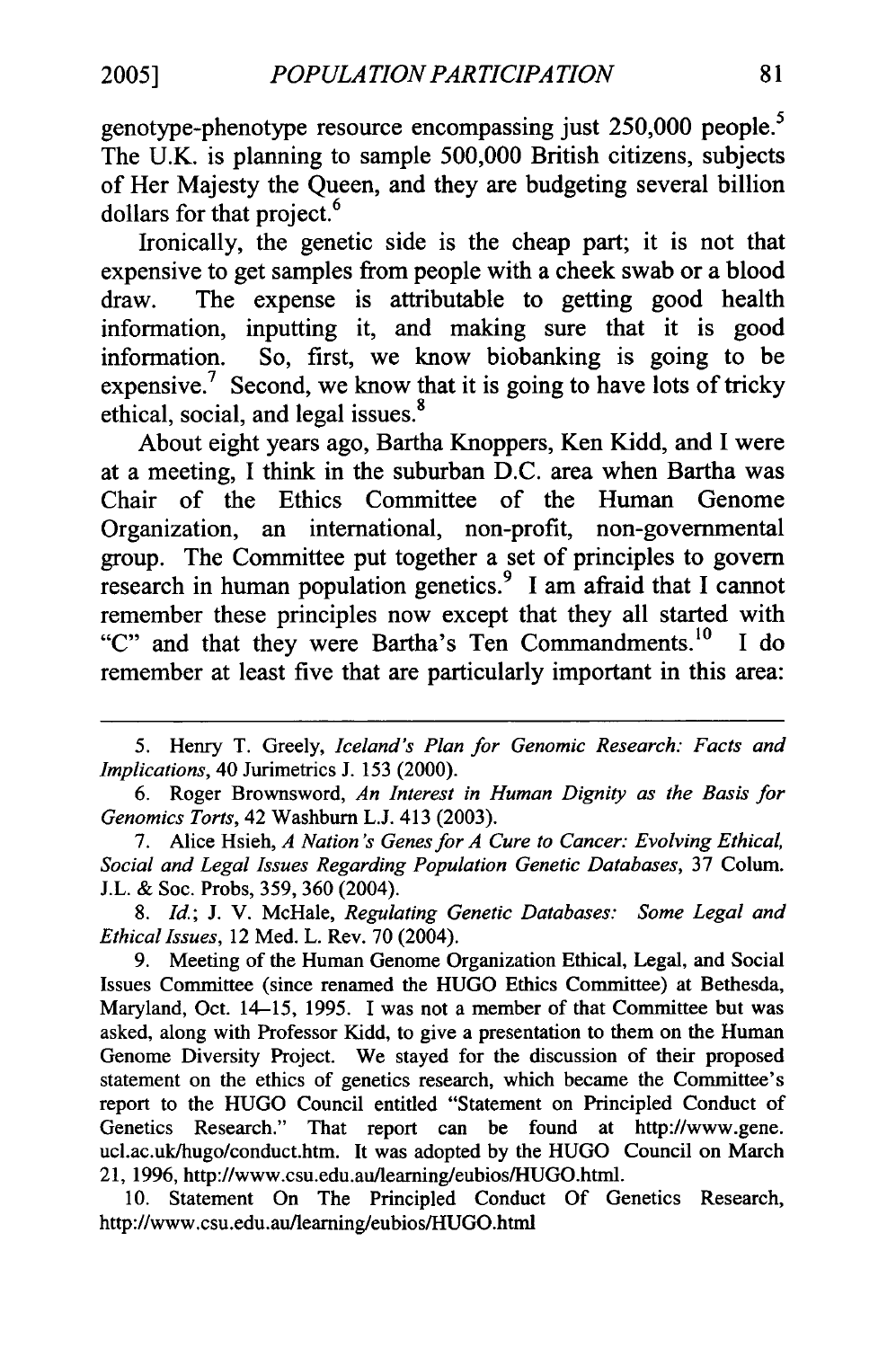genotype-phenotype resource encompassing just 250,000 people.[5] The U.K. is planning to sample 500,000 British citizens, subjects of Her Majesty the Queen, and they are budgeting several billion dollars for that project.[6]

Ironically, the genetic side is the cheap part; it is not that expensive to get samples from people with a cheek swab or a blood draw. The expense is attributable to getting good health information, inputting it, and making sure that it is good information. So, first, we know biobanking is going to be expensive.[7] Second, we know that it is going to have lots of tricky ethical, social, and legal issues.[8]

About eight years ago, Bartha Knoppers, Ken Kidd, and I were at a meeting, I think in the suburban D.C. area when Bartha was Chair of the Ethics Committee of the Human Genome Organization, an international, non-profit, non-governmental group. The Committee put together a set of principles to govern research in human population genetics.[9] I am afraid that I cannot remember these principles now except that they all started with "C" and that they were Bartha's Ten Commandments.[10] I do remember at least five that are particularly important in this area:

---

5. Henry T. Greely, *Iceland's Plan for Genomic Research: Facts and Implications*, 40 Jurimetrics J. 153 (2000).

6. Roger Brownsword, *An Interest in Human Dignity as the Basis for Genomics Torts*, 42 Washburn L.J. 413 (2003).

7. Alice Hsieh, *A Nation's Genes for A Cure to Cancer: Evolving Ethical, Social and Legal Issues Regarding Population Genetic Databases*, 37 Colum. J.L. & Soc. Probs, 359, 360 (2004).

8. *Id.*; J. V. McHale, *Regulating Genetic Databases: Some Legal and Ethical Issues*, 12 Med. L. Rev. 70 (2004).

9. Meeting of the Human Genome Organization Ethical, Legal, and Social Issues Committee (since renamed the HUGO Ethics Committee) at Bethesda, Maryland, Oct. 14–15, 1995. I was not a member of that Committee but was asked, along with Professor Kidd, to give a presentation to them on the Human Genome Diversity Project. We stayed for the discussion of their proposed statement on the ethics of genetics research, which became the Committee's report to the HUGO Council entitled "Statement on Principled Conduct of Genetics Research." That report can be found at http://www.gene.ucl.ac.uk/hugo/conduct.htm. It was adopted by the HUGO Council on March 21, 1996, http://www.csu.edu.au/learning/eubios/HUGO.html.

10. Statement On The Principled Conduct Of Genetics Research, http://www.csu.edu.au/learning/eubios/HUGO.html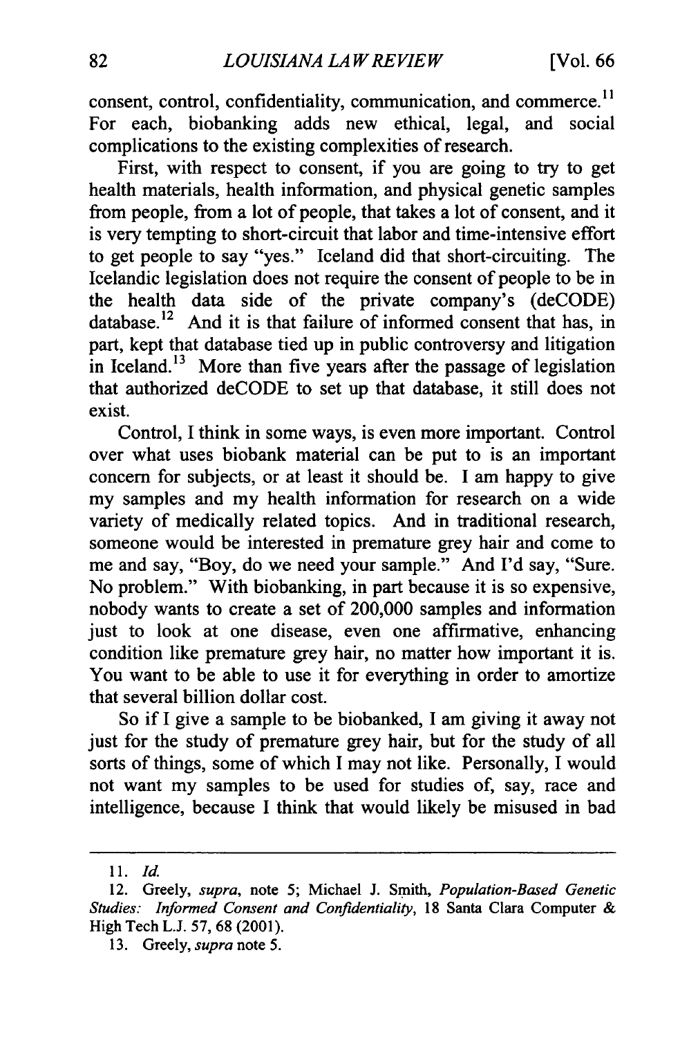consent, control, confidentiality, communication, and commerce.[11] For each, biobanking adds new ethical, legal, and social complications to the existing complexities of research.

First, with respect to consent, if you are going to try to get health materials, health information, and physical genetic samples from people, from a lot of people, that takes a lot of consent, and it is very tempting to short-circuit that labor and time-intensive effort to get people to say "yes." Iceland did that short-circuiting. The Icelandic legislation does not require the consent of people to be in the health data side of the private company's (deCODE) database.[12] And it is that failure of informed consent that has, in part, kept that database tied up in public controversy and litigation in Iceland.[13] More than five years after the passage of legislation that authorized deCODE to set up that database, it still does not exist.

Control, I think in some ways, is even more important. Control over what uses biobank material can be put to is an important concern for subjects, or at least it should be. I am happy to give my samples and my health information for research on a wide variety of medically related topics. And in traditional research, someone would be interested in premature grey hair and come to me and say, "Boy, do we need your sample." And I'd say, "Sure. No problem." With biobanking, in part because it is so expensive, nobody wants to create a set of 200,000 samples and information just to look at one disease, even one affirmative, enhancing condition like premature grey hair, no matter how important it is. You want to be able to use it for everything in order to amortize that several billion dollar cost.

So if I give a sample to be biobanked, I am giving it away not just for the study of premature grey hair, but for the study of all sorts of things, some of which I may not like. Personally, I would not want my samples to be used for studies of, say, race and intelligence, because I think that would likely be misused in bad

---

11. *Id.*

12. Greely, *supra*, note 5; Michael J. Smith, *Population-Based Genetic Studies: Informed Consent and Confidentiality*, 18 Santa Clara Computer & High Tech L.J. 57, 68 (2001).

13. Greely, *supra* note 5.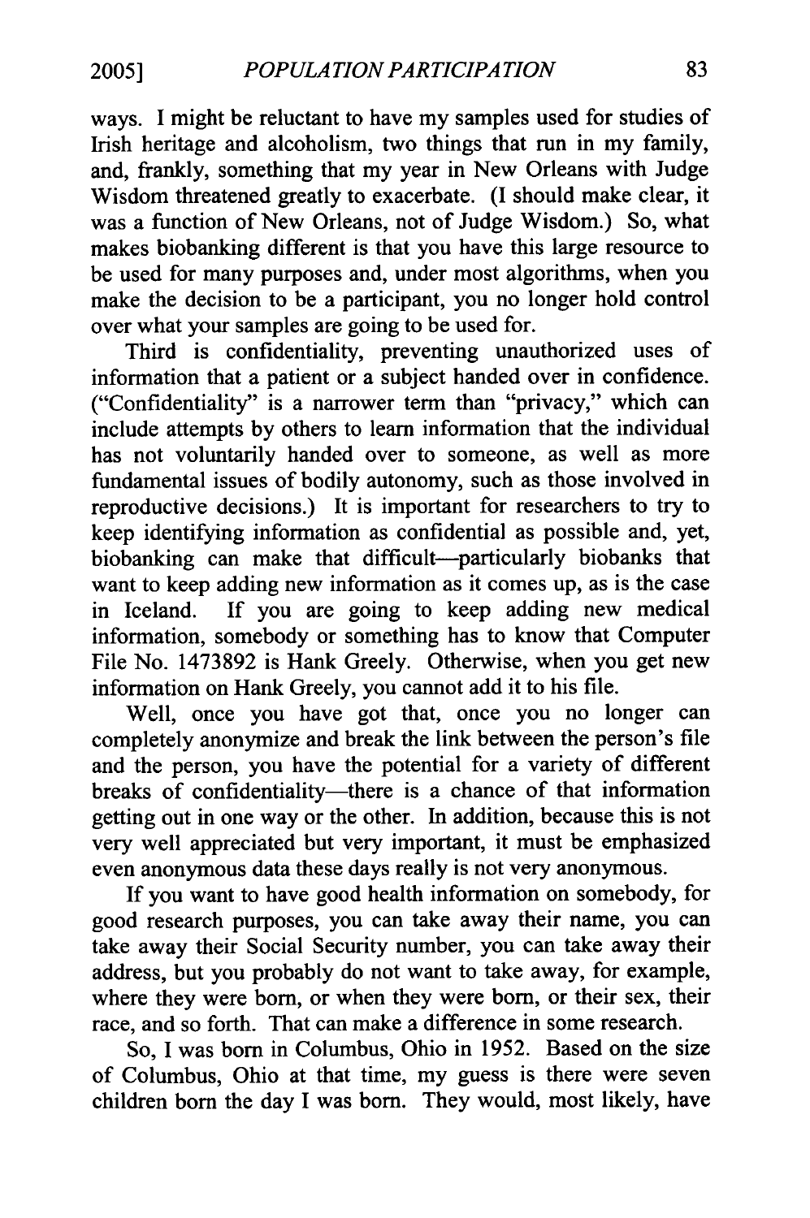ways. I might be reluctant to have my samples used for studies of Irish heritage and alcoholism, two things that run in my family, and, frankly, something that my year in New Orleans with Judge Wisdom threatened greatly to exacerbate. (I should make clear, it was a function of New Orleans, not of Judge Wisdom.) So, what makes biobanking different is that you have this large resource to be used for many purposes and, under most algorithms, when you make the decision to be a participant, you no longer hold control over what your samples are going to be used for.

Third is confidentiality, preventing unauthorized uses of information that a patient or a subject handed over in confidence. ("Confidentiality" is a narrower term than "privacy," which can include attempts by others to learn information that the individual has not voluntarily handed over to someone, as well as more fundamental issues of bodily autonomy, such as those involved in reproductive decisions.) It is important for researchers to try to keep identifying information as confidential as possible and, yet, biobanking can make that difficult—particularly biobanks that want to keep adding new information as it comes up, as is the case in Iceland. If you are going to keep adding new medical information, somebody or something has to know that Computer File No. 1473892 is Hank Greely. Otherwise, when you get new information on Hank Greely, you cannot add it to his file.

Well, once you have got that, once you no longer can completely anonymize and break the link between the person's file and the person, you have the potential for a variety of different breaks of confidentiality—there is a chance of that information getting out in one way or the other. In addition, because this is not very well appreciated but very important, it must be emphasized even anonymous data these days really is not very anonymous.

If you want to have good health information on somebody, for good research purposes, you can take away their name, you can take away their Social Security number, you can take away their address, but you probably do not want to take away, for example, where they were born, or when they were born, or their sex, their race, and so forth. That can make a difference in some research.

So, I was born in Columbus, Ohio in 1952. Based on the size of Columbus, Ohio at that time, my guess is there were seven children born the day I was born. They would, most likely, have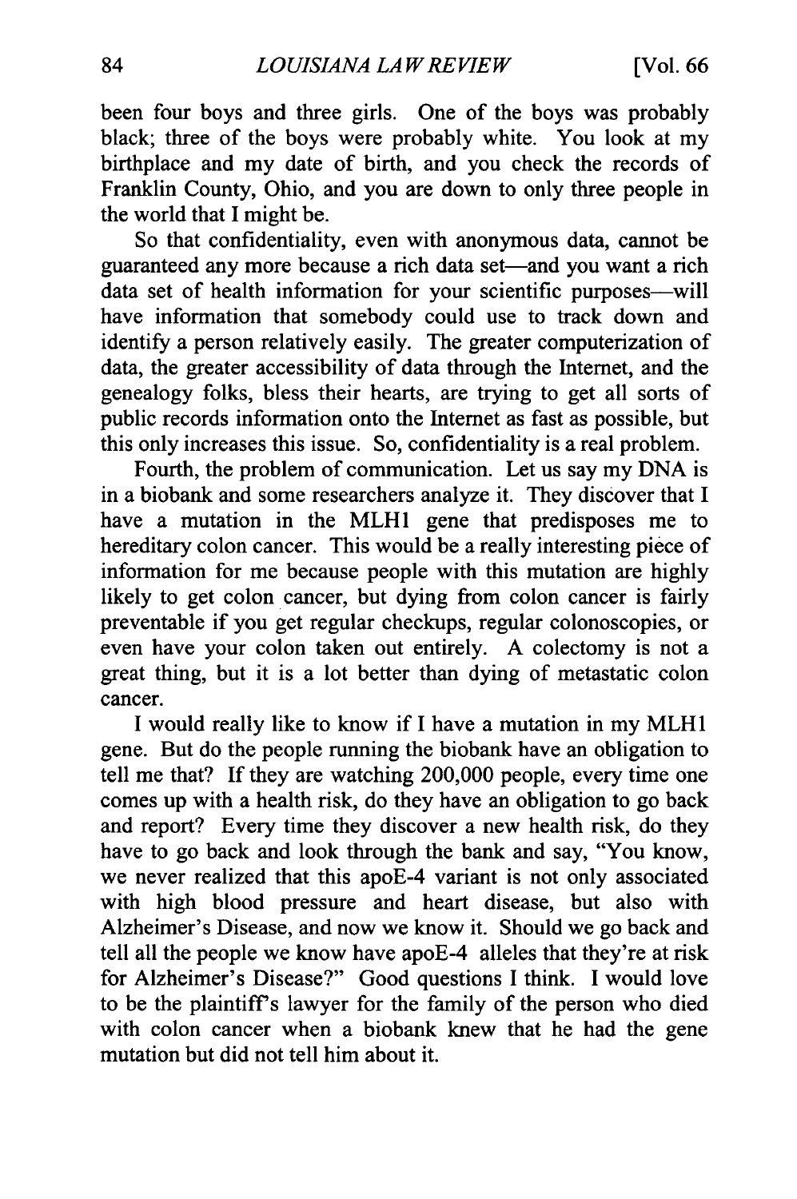been four boys and three girls. One of the boys was probably black; three of the boys were probably white. You look at my birthplace and my date of birth, and you check the records of Franklin County, Ohio, and you are down to only three people in the world that I might be.

So that confidentiality, even with anonymous data, cannot be guaranteed any more because a rich data set—and you want a rich data set of health information for your scientific purposes—will have information that somebody could use to track down and identify a person relatively easily. The greater computerization of data, the greater accessibility of data through the Internet, and the genealogy folks, bless their hearts, are trying to get all sorts of public records information onto the Internet as fast as possible, but this only increases this issue. So, confidentiality is a real problem.

Fourth, the problem of communication. Let us say my DNA is in a biobank and some researchers analyze it. They discover that I have a mutation in the MLH1 gene that predisposes me to hereditary colon cancer. This would be a really interesting piece of information for me because people with this mutation are highly likely to get colon cancer, but dying from colon cancer is fairly preventable if you get regular checkups, regular colonoscopies, or even have your colon taken out entirely. A colectomy is not a great thing, but it is a lot better than dying of metastatic colon cancer.

I would really like to know if I have a mutation in my MLH1 gene. But do the people running the biobank have an obligation to tell me that? If they are watching 200,000 people, every time one comes up with a health risk, do they have an obligation to go back and report? Every time they discover a new health risk, do they have to go back and look through the bank and say, "You know, we never realized that this apoE-4 variant is not only associated with high blood pressure and heart disease, but also with Alzheimer's Disease, and now we know it. Should we go back and tell all the people we know have apoE-4 alleles that they're at risk for Alzheimer's Disease?" Good questions I think. I would love to be the plaintiff's lawyer for the family of the person who died with colon cancer when a biobank knew that he had the gene mutation but did not tell him about it.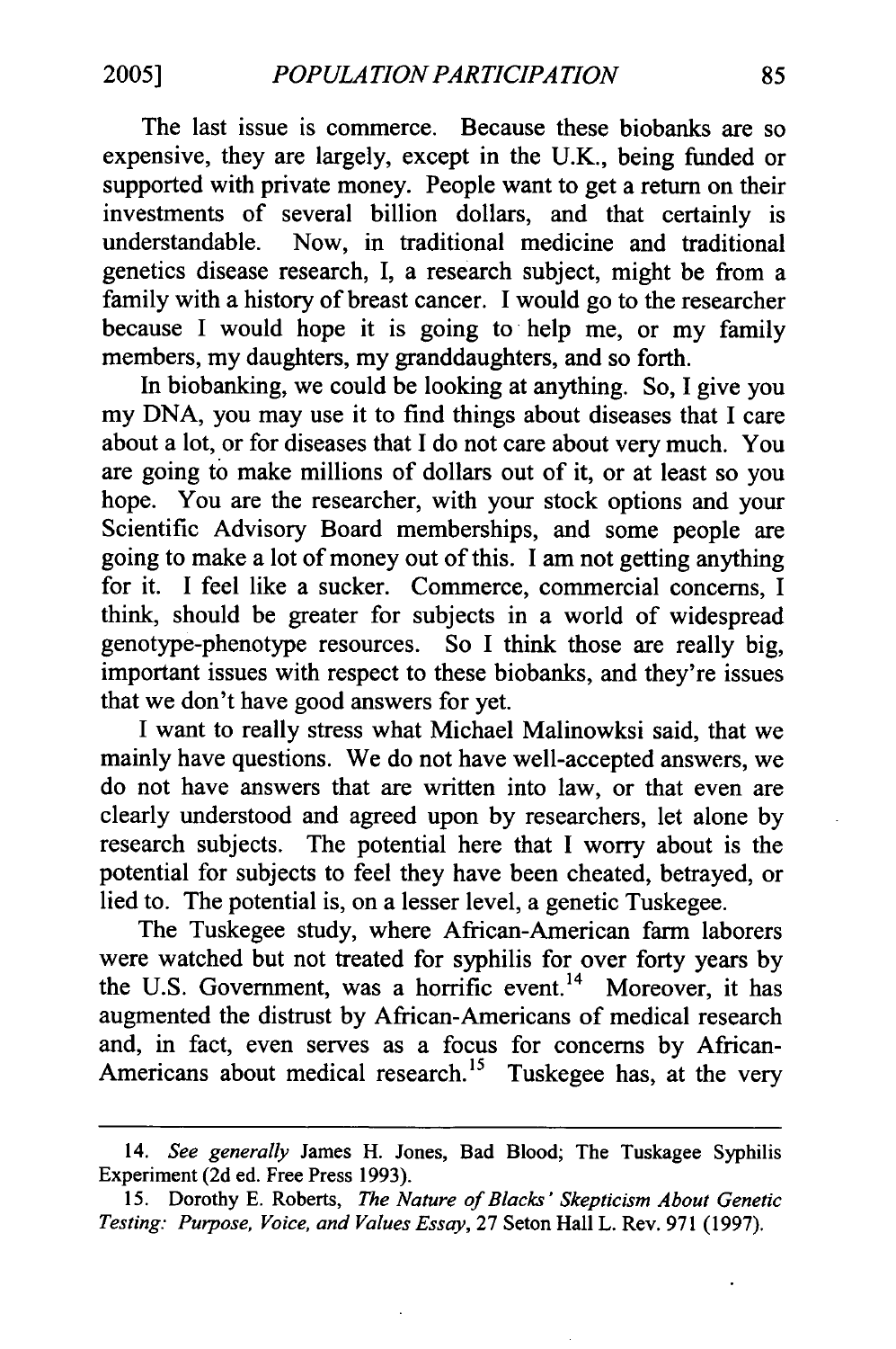The last issue is commerce. Because these biobanks are so expensive, they are largely, except in the U.K., being funded or supported with private money. People want to get a return on their investments of several billion dollars, and that certainly is understandable. Now, in traditional medicine and traditional genetics disease research, I, a research subject, might be from a family with a history of breast cancer. I would go to the researcher because I would hope it is going to help me, or my family members, my daughters, my granddaughters, and so forth.

In biobanking, we could be looking at anything. So, I give you my DNA, you may use it to find things about diseases that I care about a lot, or for diseases that I do not care about very much. You are going to make millions of dollars out of it, or at least so you hope. You are the researcher, with your stock options and your Scientific Advisory Board memberships, and some people are going to make a lot of money out of this. I am not getting anything for it. I feel like a sucker. Commerce, commercial concerns, I think, should be greater for subjects in a world of widespread genotype-phenotype resources. So I think those are really big, important issues with respect to these biobanks, and they're issues that we don't have good answers for yet.

I want to really stress what Michael Malinowksi said, that we mainly have questions. We do not have well-accepted answers, we do not have answers that are written into law, or that even are clearly understood and agreed upon by researchers, let alone by research subjects. The potential here that I worry about is the potential for subjects to feel they have been cheated, betrayed, or lied to. The potential is, on a lesser level, a genetic Tuskegee.

The Tuskegee study, where African-American farm laborers were watched but not treated for syphilis for over forty years by the U.S. Government, was a horrific event.[14] Moreover, it has augmented the distrust by African-Americans of medical research and, in fact, even serves as a focus for concerns by African-Americans about medical research.[15] Tuskegee has, at the very

---

14. *See generally* James H. Jones, Bad Blood; The Tuskagee Syphilis Experiment (2d ed. Free Press 1993).

15. Dorothy E. Roberts, *The Nature of Blacks' Skepticism About Genetic Testing: Purpose, Voice, and Values Essay*, 27 Seton Hall L. Rev. 971 (1997).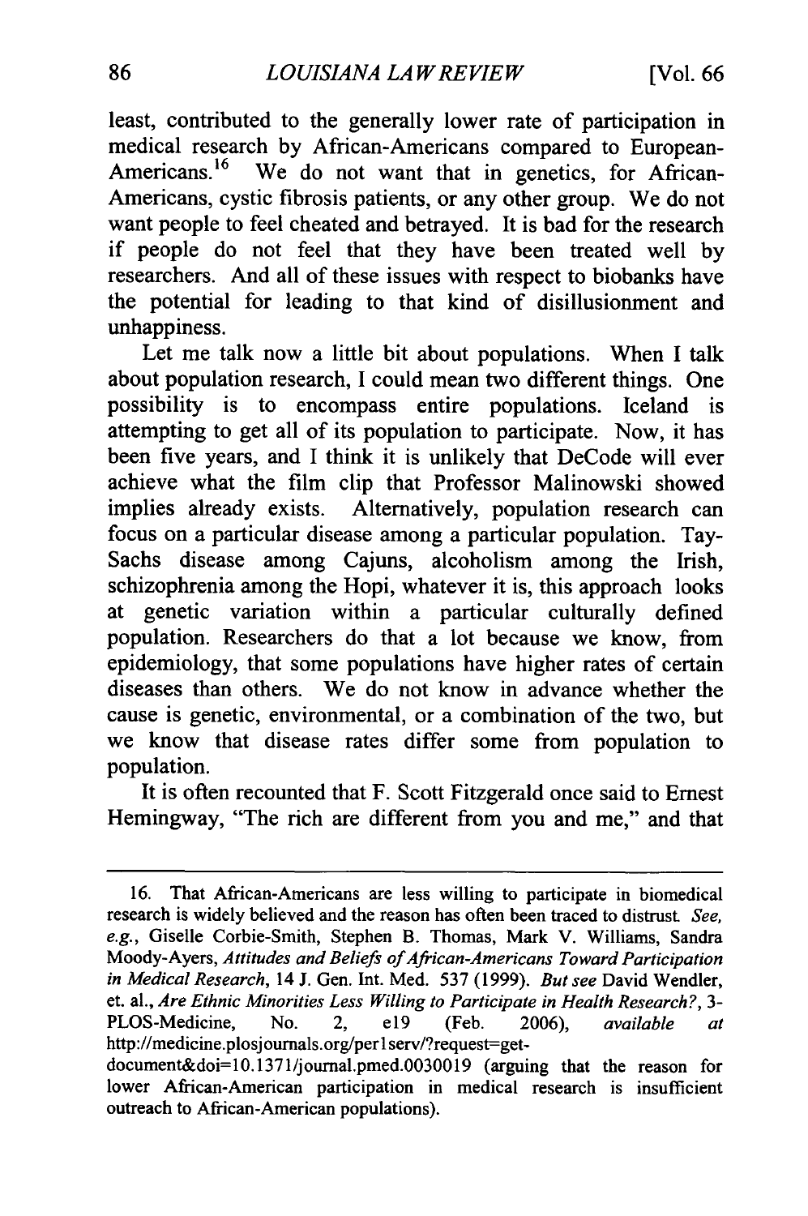least, contributed to the generally lower rate of participation in medical research by African-Americans compared to European-Americans.[16] We do not want that in genetics, for African-Americans, cystic fibrosis patients, or any other group. We do not want people to feel cheated and betrayed. It is bad for the research if people do not feel that they have been treated well by researchers. And all of these issues with respect to biobanks have the potential for leading to that kind of disillusionment and unhappiness.

Let me talk now a little bit about populations. When I talk about population research, I could mean two different things. One possibility is to encompass entire populations. Iceland is attempting to get all of its population to participate. Now, it has been five years, and I think it is unlikely that DeCode will ever achieve what the film clip that Professor Malinowski showed implies already exists. Alternatively, population research can focus on a particular disease among a particular population. Tay-Sachs disease among Cajuns, alcoholism among the Irish, schizophrenia among the Hopi, whatever it is, this approach looks at genetic variation within a particular culturally defined population. Researchers do that a lot because we know, from epidemiology, that some populations have higher rates of certain diseases than others. We do not know in advance whether the cause is genetic, environmental, or a combination of the two, but we know that disease rates differ some from population to population.

It is often recounted that F. Scott Fitzgerald once said to Ernest Hemingway, "The rich are different from you and me," and that

---

16. That African-Americans are less willing to participate in biomedical research is widely believed and the reason has often been traced to distrust. *See, e.g.*, Giselle Corbie-Smith, Stephen B. Thomas, Mark V. Williams, Sandra Moody-Ayers, *Attitudes and Beliefs of African-Americans Toward Participation in Medical Research*, 14 J. Gen. Int. Med. 537 (1999). *But see* David Wendler, et. al., *Are Ethnic Minorities Less Willing to Participate in Health Research?*, 3-PLOS-Medicine, No. 2, e19 (Feb. 2006), *available at* http://medicine.plosjournals.org/perlserv/?request=get-document&doi=10.1371/journal.pmed.0030019 (arguing that the reason for lower African-American participation in medical research is insufficient outreach to African-American populations).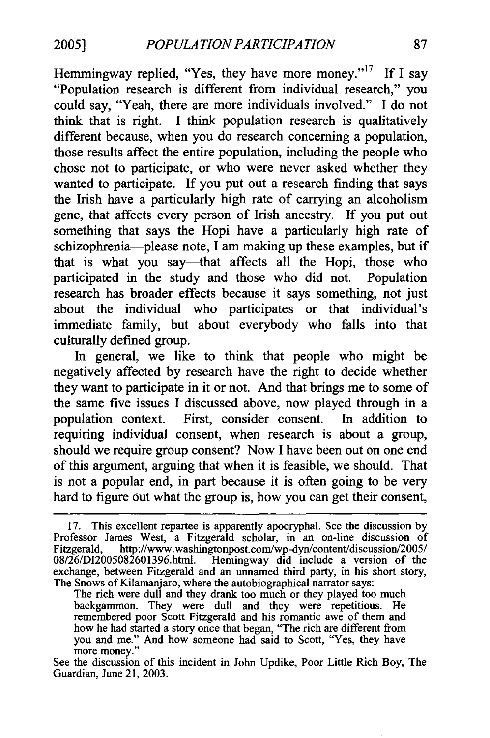Hemmingway replied, "Yes, they have more money."[17] If I say "Population research is different from individual research," you could say, "Yeah, there are more individuals involved." I do not think that is right. I think population research is qualitatively different because, when you do research concerning a population, those results affect the entire population, including the people who chose not to participate, or who were never asked whether they wanted to participate. If you put out a research finding that says the Irish have a particularly high rate of carrying an alcoholism gene, that affects every person of Irish ancestry. If you put out something that says the Hopi have a particularly high rate of schizophrenia—please note, I am making up these examples, but if that is what you say—that affects all the Hopi, those who participated in the study and those who did not. Population research has broader effects because it says something, not just about the individual who participates or that individual's immediate family, but about everybody who falls into that culturally defined group.

In general, we like to think that people who might be negatively affected by research have the right to decide whether they want to participate in it or not. And that brings me to some of the same five issues I discussed above, now played through in a population context. First, consider consent. In addition to requiring individual consent, when research is about a group, should we require group consent? Now I have been out on one end of this argument, arguing that when it is feasible, we should. That is not a popular end, in part because it is often going to be very hard to figure out what the group is, how you can get their consent,

---

17. This excellent repartee is apparently apocryphal. See the discussion by Professor James West, a Fitzgerald scholar, in an on-line discussion of Fitzgerald, http://www.washingtonpost.com/wp-dyn/content/discussion/2005/08/26/DI2005082601396.html. Hemingway did include a version of the exchange, between Fitzgerald and an unnamed third party, in his short story, The Snows of Kilamanjaro, where the autobiographical narrator says:

> The rich were dull and they drank too much or they played too much backgammon. They were dull and they were repetitious. He remembered poor Scott Fitzgerald and his romantic awe of them and how he had started a story once that began, "The rich are different from you and me." And how someone had said to Scott, "Yes, they have more money."

See the discussion of this incident in John Updike, Poor Little Rich Boy, The Guardian, June 21, 2003.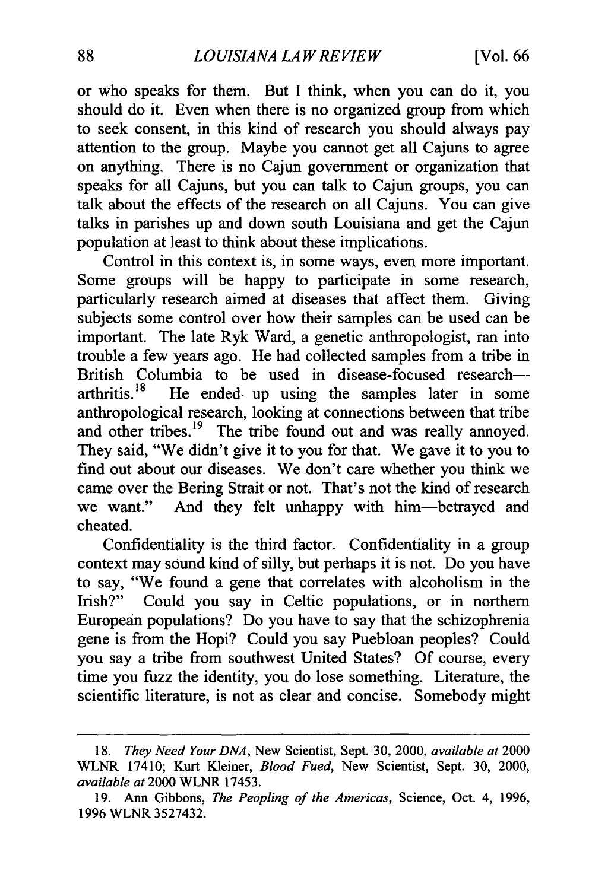or who speaks for them. But I think, when you can do it, you should do it. Even when there is no organized group from which to seek consent, in this kind of research you should always pay attention to the group. Maybe you cannot get all Cajuns to agree on anything. There is no Cajun government or organization that speaks for all Cajuns, but you can talk to Cajun groups, you can talk about the effects of the research on all Cajuns. You can give talks in parishes up and down south Louisiana and get the Cajun population at least to think about these implications.

Control in this context is, in some ways, even more important. Some groups will be happy to participate in some research, particularly research aimed at diseases that affect them. Giving subjects some control over how their samples can be used can be important. The late Ryk Ward, a genetic anthropologist, ran into trouble a few years ago. He had collected samples from a tribe in British Columbia to be used in disease-focused research—arthritis.[18] He ended up using the samples later in some anthropological research, looking at connections between that tribe and other tribes.[19] The tribe found out and was really annoyed. They said, "We didn't give it to you for that. We gave it to you to find out about our diseases. We don't care whether you think we came over the Bering Strait or not. That's not the kind of research we want." And they felt unhappy with him—betrayed and cheated.

Confidentiality is the third factor. Confidentiality in a group context may sound kind of silly, but perhaps it is not. Do you have to say, "We found a gene that correlates with alcoholism in the Irish?" Could you say in Celtic populations, or in northern European populations? Do you have to say that the schizophrenia gene is from the Hopi? Could you say Puebloan peoples? Could you say a tribe from southwest United States? Of course, every time you fuzz the identity, you do lose something. Literature, the scientific literature, is not as clear and concise. Somebody might

---

18. *They Need Your DNA*, New Scientist, Sept. 30, 2000, *available at* 2000 WLNR 17410; Kurt Kleiner, *Blood Fued*, New Scientist, Sept. 30, 2000, *available at* 2000 WLNR 17453.

19. Ann Gibbons, *The Peopling of the Americas*, Science, Oct. 4, 1996, 1996 WLNR 3527432.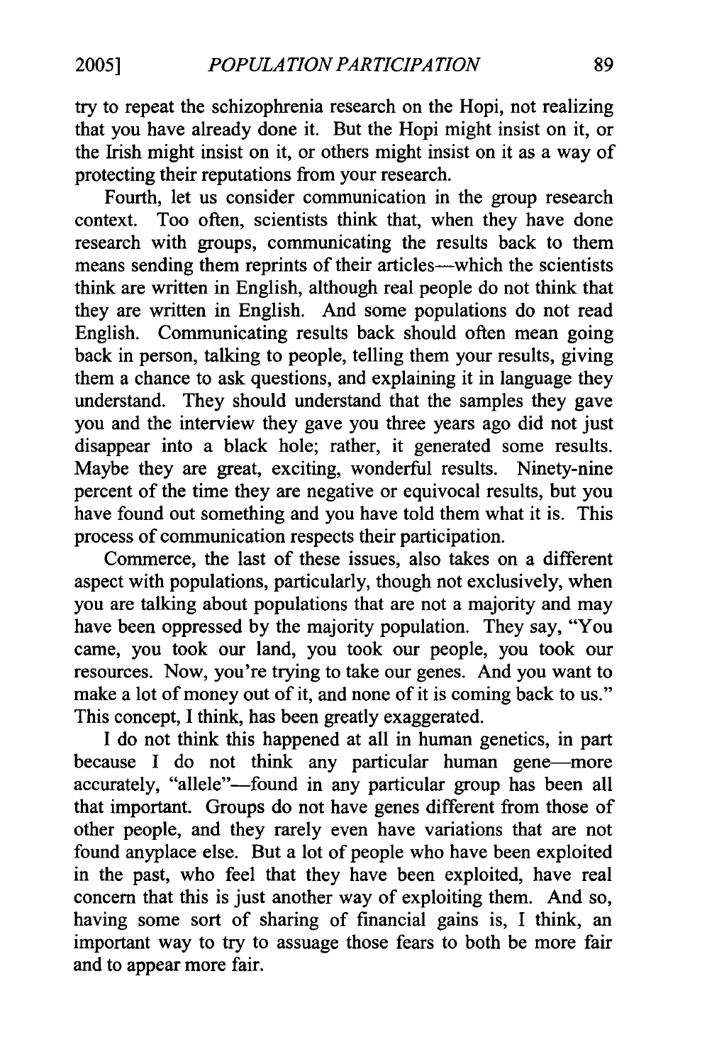try to repeat the schizophrenia research on the Hopi, not realizing that you have already done it. But the Hopi might insist on it, or the Irish might insist on it, or others might insist on it as a way of protecting their reputations from your research.

Fourth, let us consider communication in the group research context. Too often, scientists think that, when they have done research with groups, communicating the results back to them means sending them reprints of their articles—which the scientists think are written in English, although real people do not think that they are written in English. And some populations do not read English. Communicating results back should often mean going back in person, talking to people, telling them your results, giving them a chance to ask questions, and explaining it in language they understand. They should understand that the samples they gave you and the interview they gave you three years ago did not just disappear into a black hole; rather, it generated some results. Maybe they are great, exciting, wonderful results. Ninety-nine percent of the time they are negative or equivocal results, but you have found out something and you have told them what it is. This process of communication respects their participation.

Commerce, the last of these issues, also takes on a different aspect with populations, particularly, though not exclusively, when you are talking about populations that are not a majority and may have been oppressed by the majority population. They say, "You came, you took our land, you took our people, you took our resources. Now, you're trying to take our genes. And you want to make a lot of money out of it, and none of it is coming back to us." This concept, I think, has been greatly exaggerated.

I do not think this happened at all in human genetics, in part because I do not think any particular human gene—more accurately, "allele"—found in any particular group has been all that important. Groups do not have genes different from those of other people, and they rarely even have variations that are not found anyplace else. But a lot of people who have been exploited in the past, who feel that they have been exploited, have real concern that this is just another way of exploiting them. And so, having some sort of sharing of financial gains is, I think, an important way to try to assuage those fears to both be more fair and to appear more fair.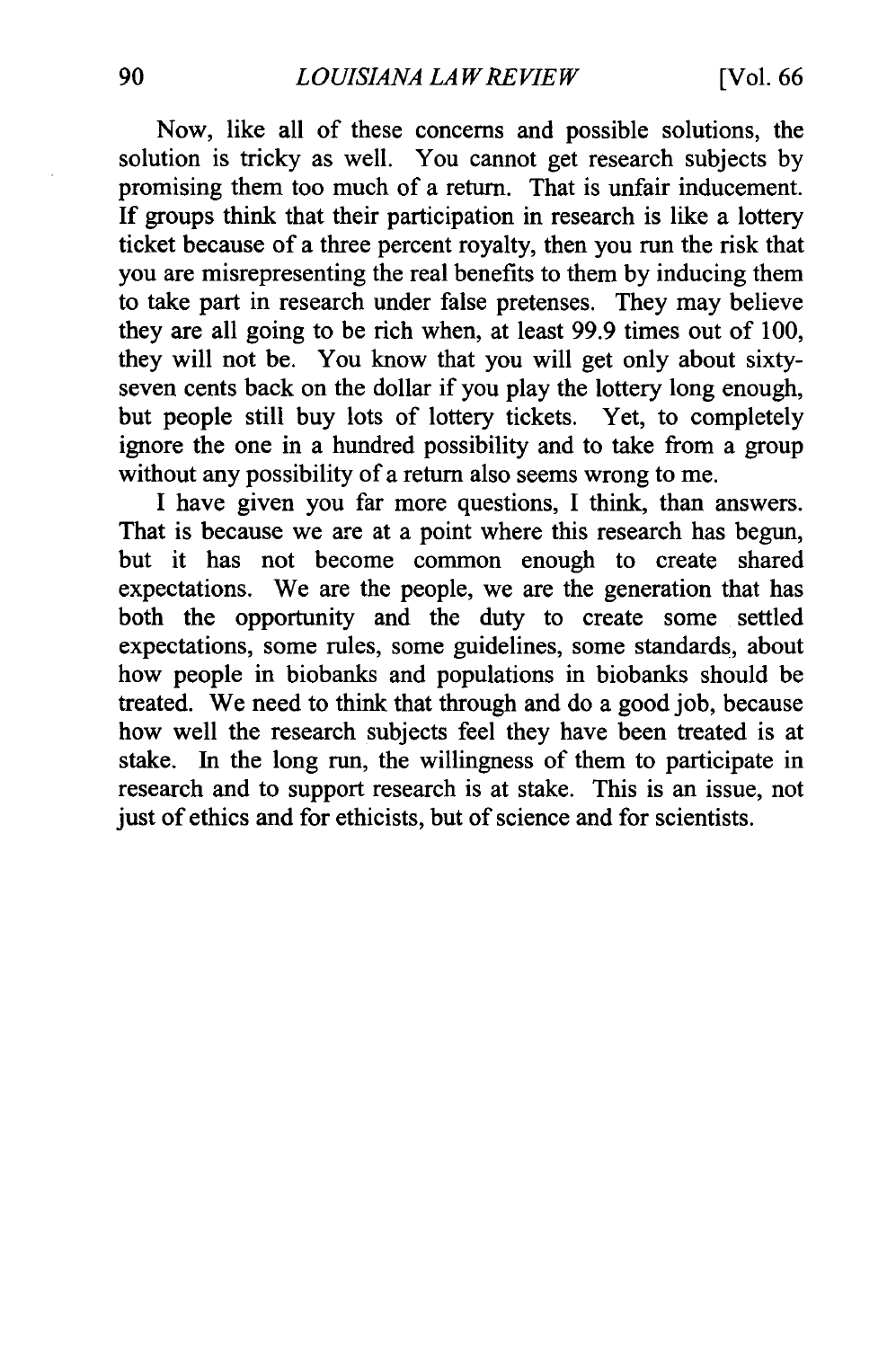Now, like all of these concerns and possible solutions, the solution is tricky as well. You cannot get research subjects by promising them too much of a return. That is unfair inducement. If groups think that their participation in research is like a lottery ticket because of a three percent royalty, then you run the risk that you are misrepresenting the real benefits to them by inducing them to take part in research under false pretenses. They may believe they are all going to be rich when, at least 99.9 times out of 100, they will not be. You know that you will get only about sixty-seven cents back on the dollar if you play the lottery long enough, but people still buy lots of lottery tickets. Yet, to completely ignore the one in a hundred possibility and to take from a group without any possibility of a return also seems wrong to me.

I have given you far more questions, I think, than answers. That is because we are at a point where this research has begun, but it has not become common enough to create shared expectations. We are the people, we are the generation that has both the opportunity and the duty to create some settled expectations, some rules, some guidelines, some standards, about how people in biobanks and populations in biobanks should be treated. We need to think that through and do a good job, because how well the research subjects feel they have been treated is at stake. In the long run, the willingness of them to participate in research and to support research is at stake. This is an issue, not just of ethics and for ethicists, but of science and for scientists.